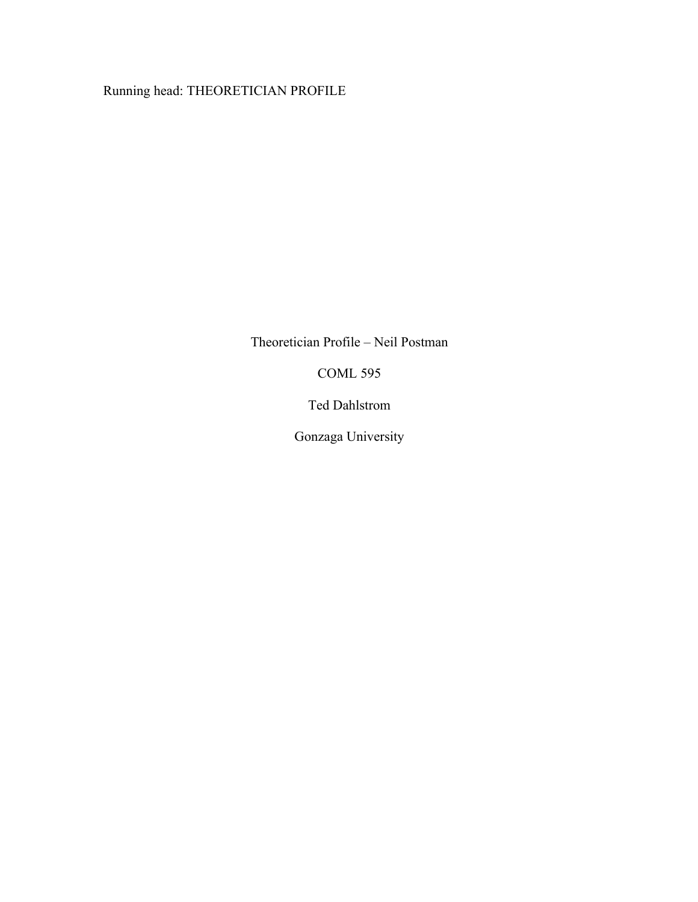Theoretician Profile – Neil Postman

COML 595

Ted Dahlstrom

Gonzaga University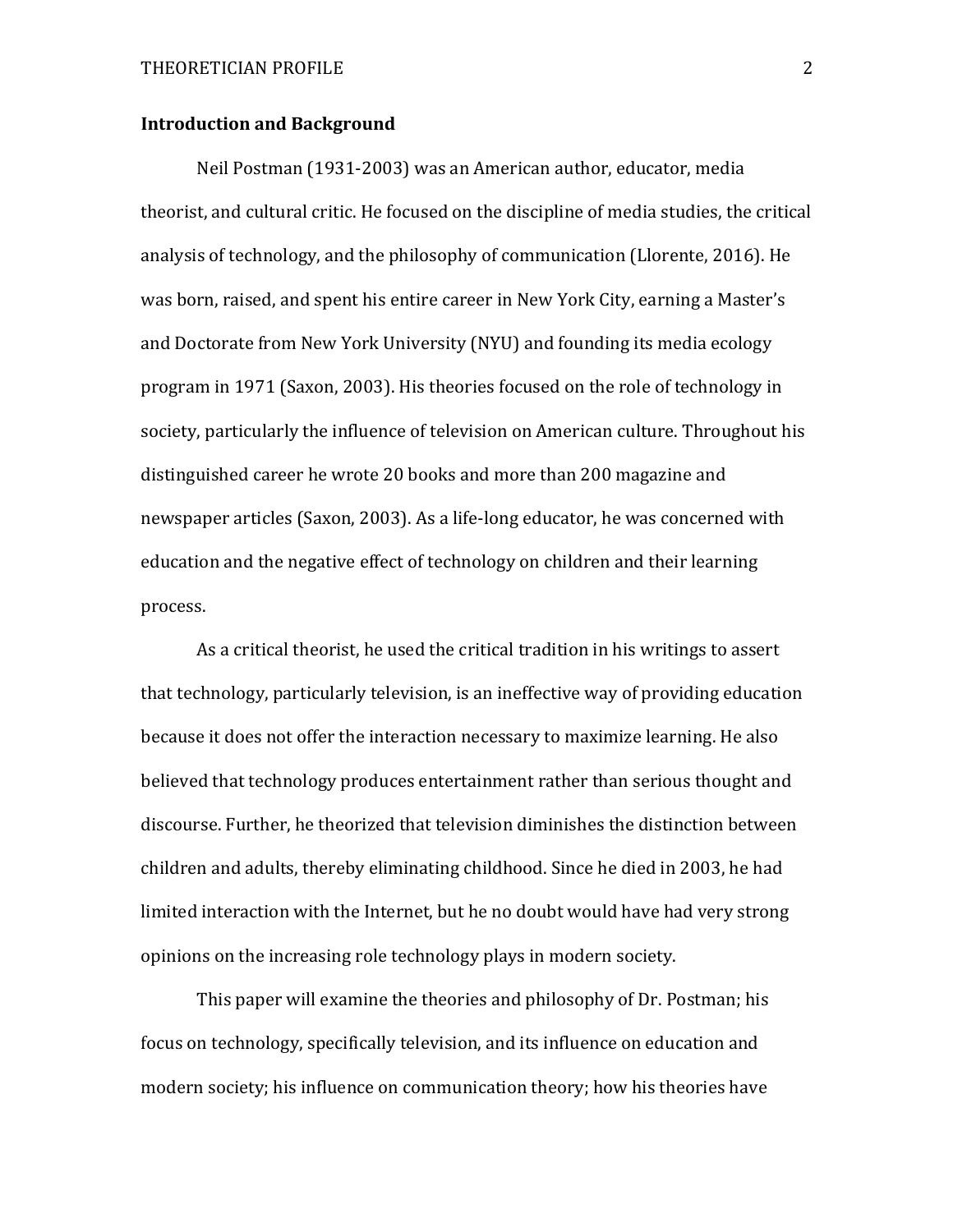**Introduction and Background**

Neil Postman (1931-2003) was an American author, educator, media theorist, and cultural critic. He focused on the discipline of media studies, the critical analysis of technology, and the philosophy of communication (Llorente, 2016). He was born, raised, and spent his entire career in New York City, earning a Master's and Doctorate from New York University (NYU) and founding its media ecology program in 1971 (Saxon, 2003). His theories focused on the role of technology in society, particularly the influence of television on American culture. Throughout his distinguished career he wrote 20 books and more than 200 magazine and newspaper articles (Saxon, 2003). As a life-long educator, he was concerned with education and the negative effect of technology on children and their learning process.

As a critical theorist, he used the critical tradition in his writings to assert that technology, particularly television, is an ineffective way of providing education because it does not offer the interaction necessary to maximize learning. He also believed that technology produces entertainment rather than serious thought and discourse. Further, he theorized that television diminishes the distinction between children and adults, thereby eliminating childhood. Since he died in 2003, he had limited interaction with the Internet, but he no doubt would have had very strong opinions on the increasing role technology plays in modern society.

This paper will examine the theories and philosophy of Dr. Postman; his focus on technology, specifically television, and its influence on education and modern society; his influence on communication theory; how his theories have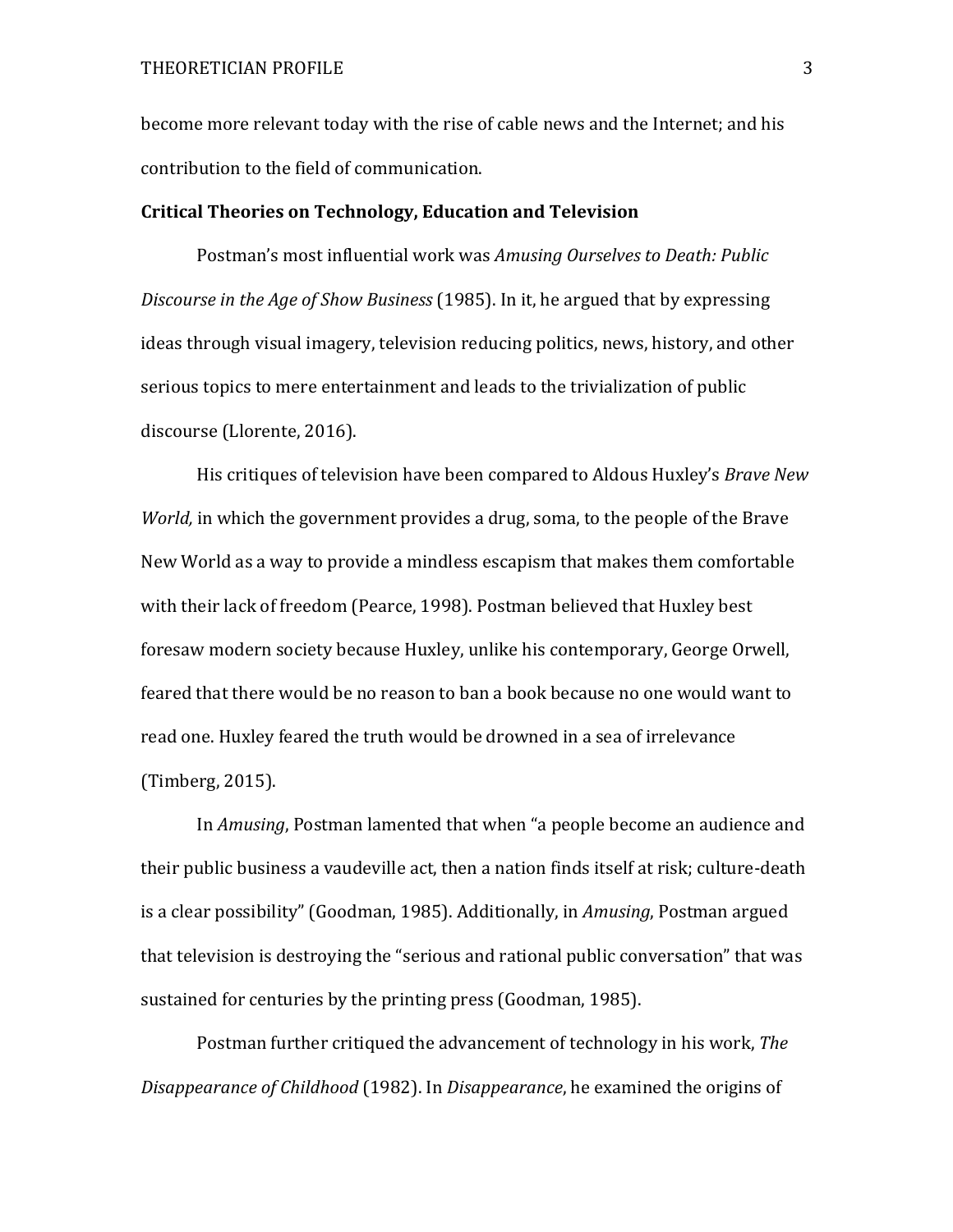become more relevant today with the rise of cable news and the Internet; and his contribution to the field of communication.

**Critical Theories on Technology, Education and Television**

Postman's most influential work was *Amusing Ourselves to Death: Public Discourse in the Age of Show Business* (1985). In it, he argued that by expressing ideas through visual imagery, television reducing politics, news, history, and other serious topics to mere entertainment and leads to the trivialization of public discourse (Llorente, 2016).

His critiques of television have been compared to Aldous Huxley's *Brave New World,* in which the government provides a drug, soma, to the people of the Brave New World as a way to provide a mindless escapism that makes them comfortable with their lack of freedom (Pearce, 1998). Postman believed that Huxley best foresaw modern society because Huxley, unlike his contemporary, George Orwell, feared that there would be no reason to ban a book because no one would want to read one. Huxley feared the truth would be drowned in a sea of irrelevance (Timberg, 2015).

In *Amusing*, Postman lamented that when "a people become an audience and their public business a vaudeville act, then a nation finds itself at risk; culture-death is a clear possibility" (Goodman, 1985). Additionally, in *Amusing*, Postman argued that television is destroying the "serious and rational public conversation" that was sustained for centuries by the printing press (Goodman, 1985).

Postman further critiqued the advancement of technology in his work, *The Disappearance of Childhood* (1982). In *Disappearance*, he examined the origins of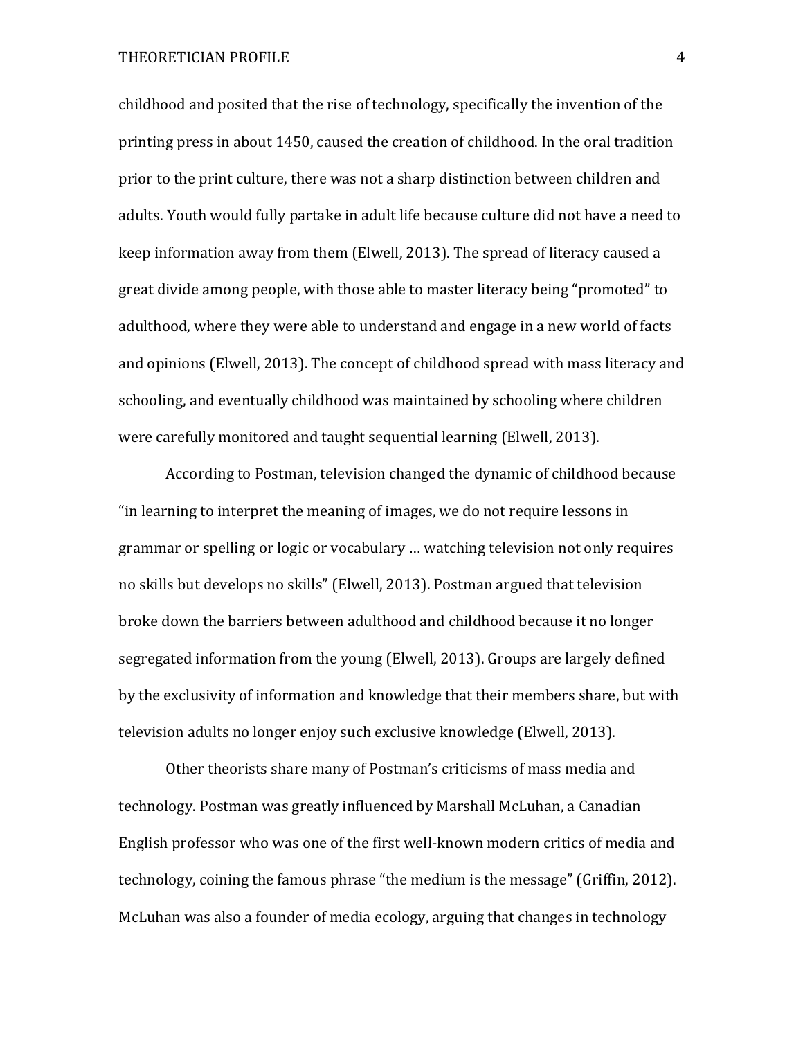childhood and posited that the rise of technology, specifically the invention of the printing press in about 1450, caused the creation of childhood. In the oral tradition prior to the print culture, there was not a sharp distinction between children and adults. Youth would fully partake in adult life because culture did not have a need to keep information away from them (Elwell, 2013). The spread of literacy caused a great divide among people, with those able to master literacy being "promoted" to adulthood, where they were able to understand and engage in a new world of facts and opinions (Elwell, 2013). The concept of childhood spread with mass literacy and schooling, and eventually childhood was maintained by schooling where children were carefully monitored and taught sequential learning (Elwell, 2013).

According to Postman, television changed the dynamic of childhood because "in learning to interpret the meaning of images, we do not require lessons in grammar or spelling or logic or vocabulary … watching television not only requires no skills but develops no skills" (Elwell, 2013). Postman argued that television broke down the barriers between adulthood and childhood because it no longer segregated information from the young (Elwell, 2013). Groups are largely defined by the exclusivity of information and knowledge that their members share, but with television adults no longer enjoy such exclusive knowledge (Elwell, 2013).

Other theorists share many of Postman's criticisms of mass media and technology. Postman was greatly influenced by Marshall McLuhan, a Canadian English professor who was one of the first well-known modern critics of media and technology, coining the famous phrase "the medium is the message" (Griffin, 2012). McLuhan was also a founder of media ecology, arguing that changes in technology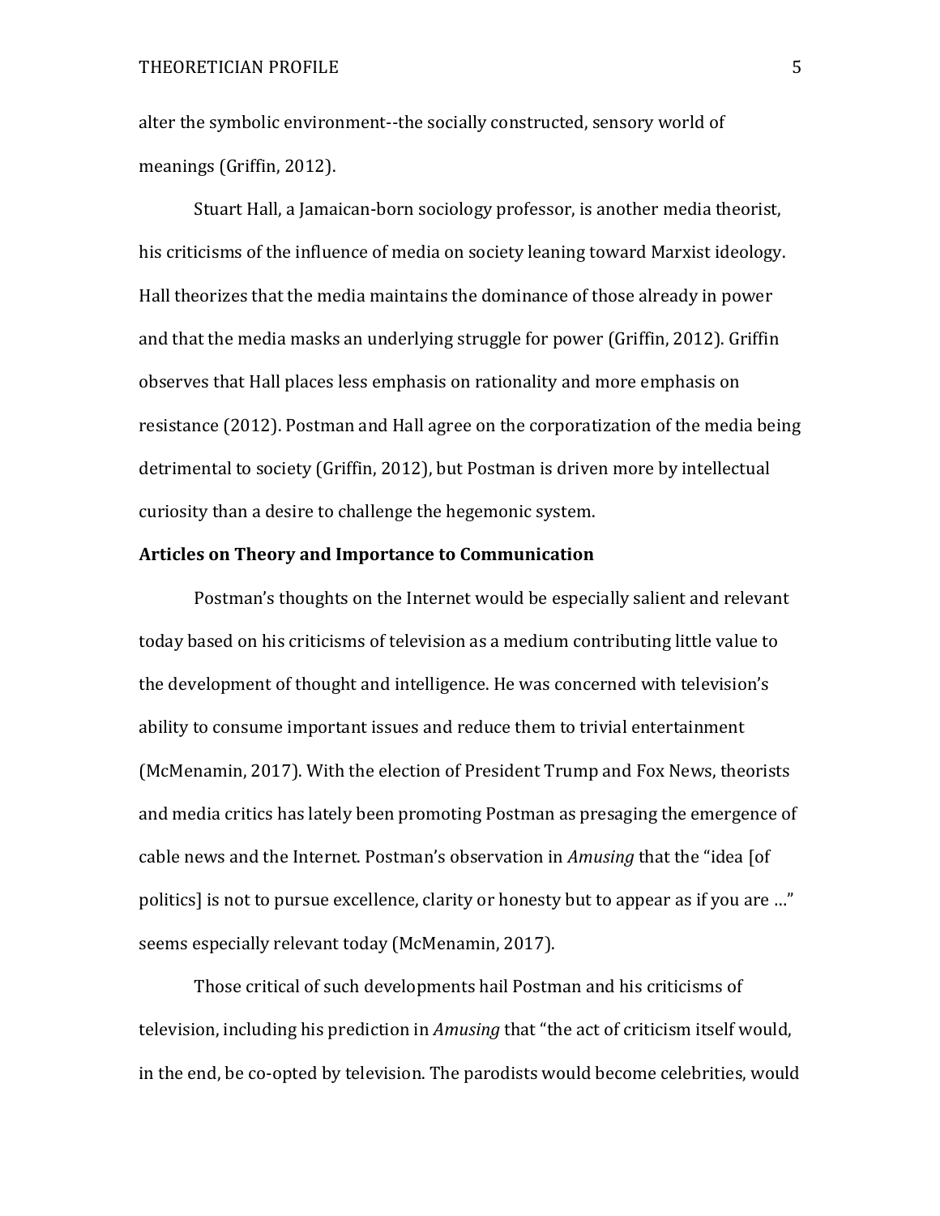alter the symbolic environment--the socially constructed, sensory world of meanings (Griffin, 2012).

Stuart Hall, a Jamaican-born sociology professor, is another media theorist, his criticisms of the influence of media on society leaning toward Marxist ideology. Hall theorizes that the media maintains the dominance of those already in power and that the media masks an underlying struggle for power (Griffin, 2012). Griffin observes that Hall places less emphasis on rationality and more emphasis on resistance (2012). Postman and Hall agree on the corporatization of the media being detrimental to society (Griffin, 2012), but Postman is driven more by intellectual curiosity than a desire to challenge the hegemonic system.

**Articles on Theory and Importance to Communication**

Postman's thoughts on the Internet would be especially salient and relevant today based on his criticisms of television as a medium contributing little value to the development of thought and intelligence. He was concerned with television's ability to consume important issues and reduce them to trivial entertainment (McMenamin, 2017). With the election of President Trump and Fox News, theorists and media critics has lately been promoting Postman as presaging the emergence of cable news and the Internet. Postman's observation in *Amusing* that the "idea [of politics] is not to pursue excellence, clarity or honesty but to appear as if you are …" seems especially relevant today (McMenamin, 2017).

Those critical of such developments hail Postman and his criticisms of television, including his prediction in *Amusing* that "the act of criticism itself would, in the end, be co-opted by television. The parodists would become celebrities, would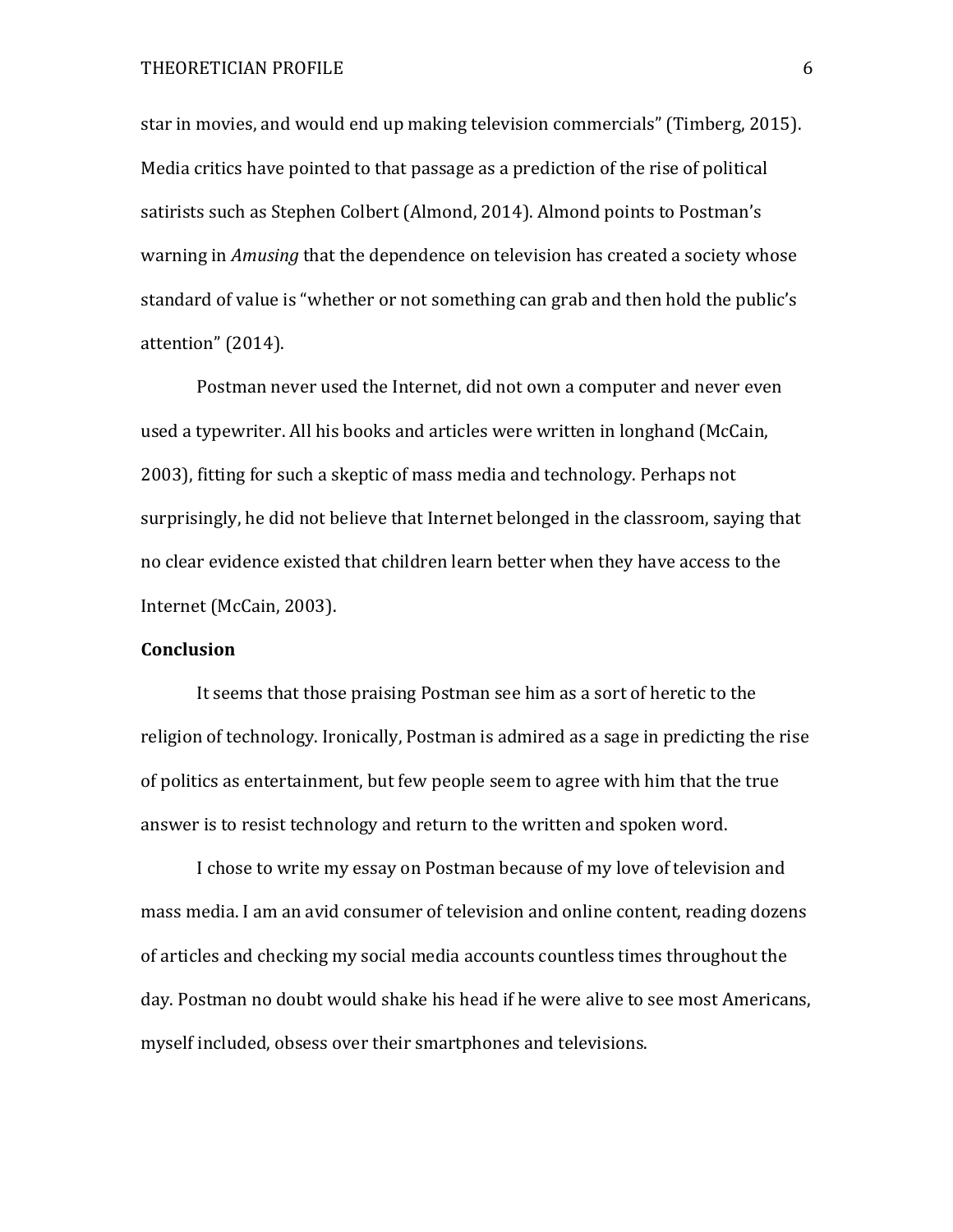star in movies, and would end up making television commercials" (Timberg, 2015). Media critics have pointed to that passage as a prediction of the rise of political satirists such as Stephen Colbert (Almond, 2014). Almond points to Postman's warning in *Amusing* that the dependence on television has created a society whose standard of value is "whether or not something can grab and then hold the public's attention" (2014).

Postman never used the Internet, did not own a computer and never even used a typewriter. All his books and articles were written in longhand (McCain, 2003), fitting for such a skeptic of mass media and technology. Perhaps not surprisingly, he did not believe that Internet belonged in the classroom, saying that no clear evidence existed that children learn better when they have access to the Internet (McCain, 2003).

**Conclusion**

It seems that those praising Postman see him as a sort of heretic to the religion of technology. Ironically, Postman is admired as a sage in predicting the rise of politics as entertainment, but few people seem to agree with him that the true answer is to resist technology and return to the written and spoken word.

I chose to write my essay on Postman because of my love of television and mass media. I am an avid consumer of television and online content, reading dozens of articles and checking my social media accounts countless times throughout the day. Postman no doubt would shake his head if he were alive to see most Americans, myself included, obsess over their smartphones and televisions.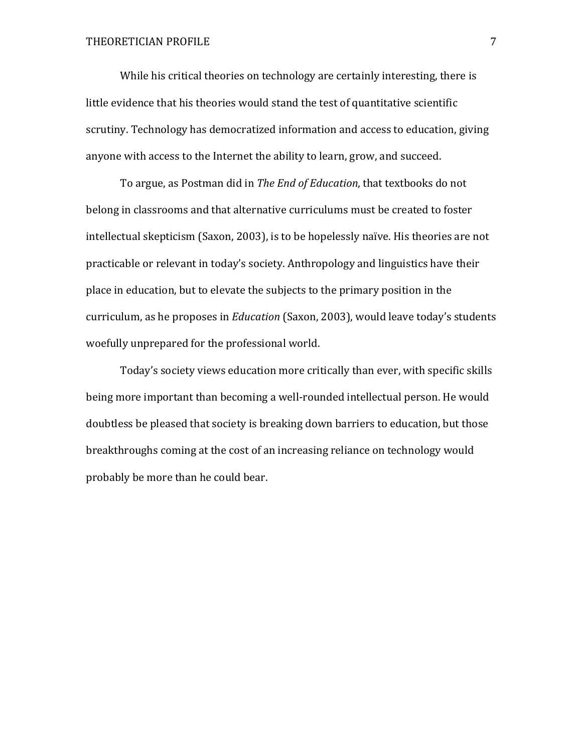While his critical theories on technology are certainly interesting, there is little evidence that his theories would stand the test of quantitative scientific scrutiny. Technology has democratized information and access to education, giving anyone with access to the Internet the ability to learn, grow, and succeed.

To argue, as Postman did in *The End of Education*, that textbooks do not belong in classrooms and that alternative curriculums must be created to foster intellectual skepticism (Saxon, 2003), is to be hopelessly naïve. His theories are not practicable or relevant in today's society. Anthropology and linguistics have their place in education, but to elevate the subjects to the primary position in the curriculum, as he proposes in *Education* (Saxon, 2003), would leave today's students woefully unprepared for the professional world.

Today's society views education more critically than ever, with specific skills being more important than becoming a well-rounded intellectual person. He would doubtless be pleased that society is breaking down barriers to education, but those breakthroughs coming at the cost of an increasing reliance on technology would probably be more than he could bear.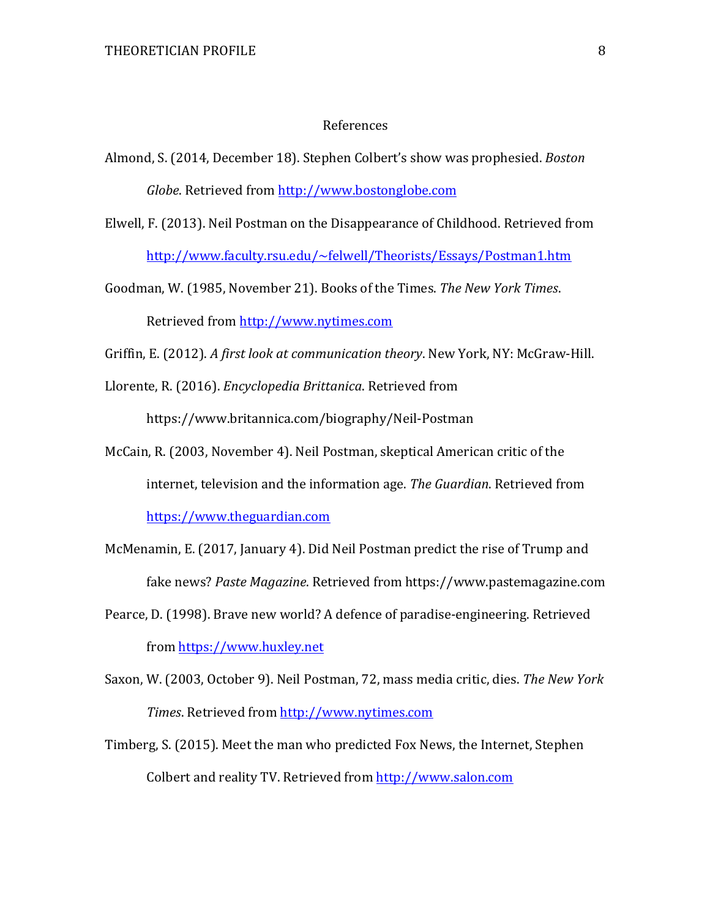# References

Almond, S. (2014, December 18). Stephen Colbert's show was prophesied. *Boston Globe*. Retrieved from http://www.bostonglobe.com

Elwell, F. (2013). Neil Postman on the Disappearance of Childhood. Retrieved from http://www.faculty.rsu.edu/~felwell/Theorists/Essays/Postman1.htm

Goodman, W. (1985, November 21). Books of the Times. *The New York Times*. Retrieved from http://www.nytimes.com

Griffin, E. (2012). *A first look at communication theory*. New York, NY: McGraw-Hill.

Llorente, R. (2016). *Encyclopedia Brittanica*. Retrieved from https://www.britannica.com/biography/Neil-Postman

McCain, R. (2003, November 4). Neil Postman, skeptical American critic of the internet, television and the information age. *The Guardian*. Retrieved from https://www.theguardian.com

McMenamin, E. (2017, January 4). Did Neil Postman predict the rise of Trump and fake news? *Paste Magazine*. Retrieved from https://www.pastemagazine.com

Pearce, D. (1998). Brave new world? A defence of paradise-engineering. Retrieved from https://www.huxley.net

Saxon, W. (2003, October 9). Neil Postman, 72, mass media critic, dies. *The New York Times*. Retrieved from http://www.nytimes.com

Timberg, S. (2015). Meet the man who predicted Fox News, the Internet, Stephen Colbert and reality TV. Retrieved from http://www.salon.com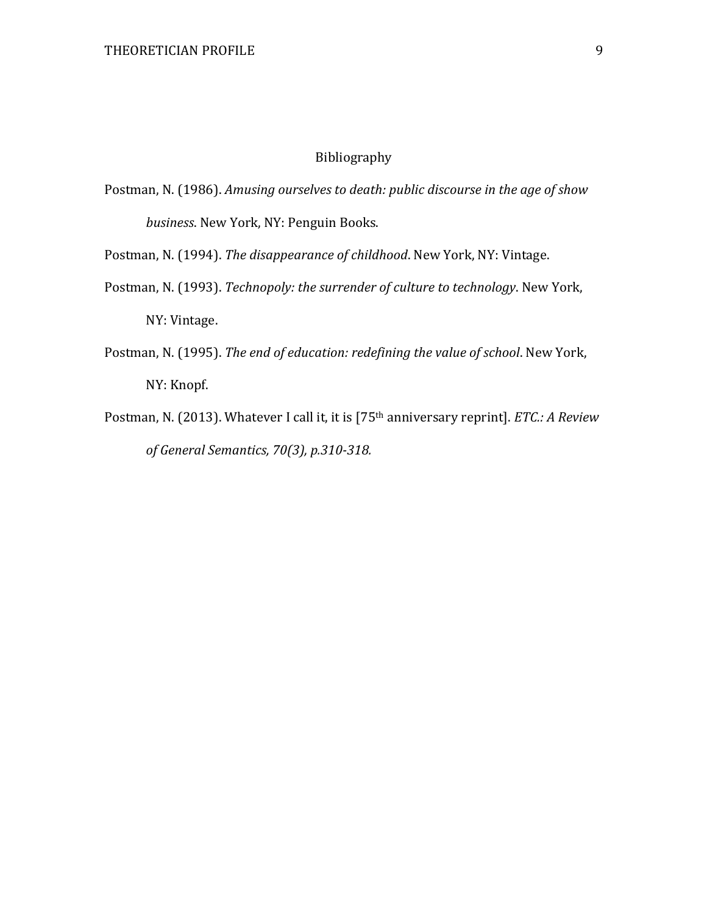# Bibliography

Postman, N. (1986). *Amusing ourselves to death: public discourse in the age of show business*. New York, NY: Penguin Books.

Postman, N. (1994). *The disappearance of childhood*. New York, NY: Vintage.

Postman, N. (1993). *Technopoly: the surrender of culture to technology*. New York, NY: Vintage.

Postman, N. (1995). *The end of education: redefining the value of school*. New York, NY: Knopf.

Postman, N. (2013). Whatever I call it, it is [75th anniversary reprint]. *ETC.: A Review of General Semantics, 70(3), p.310-318.*